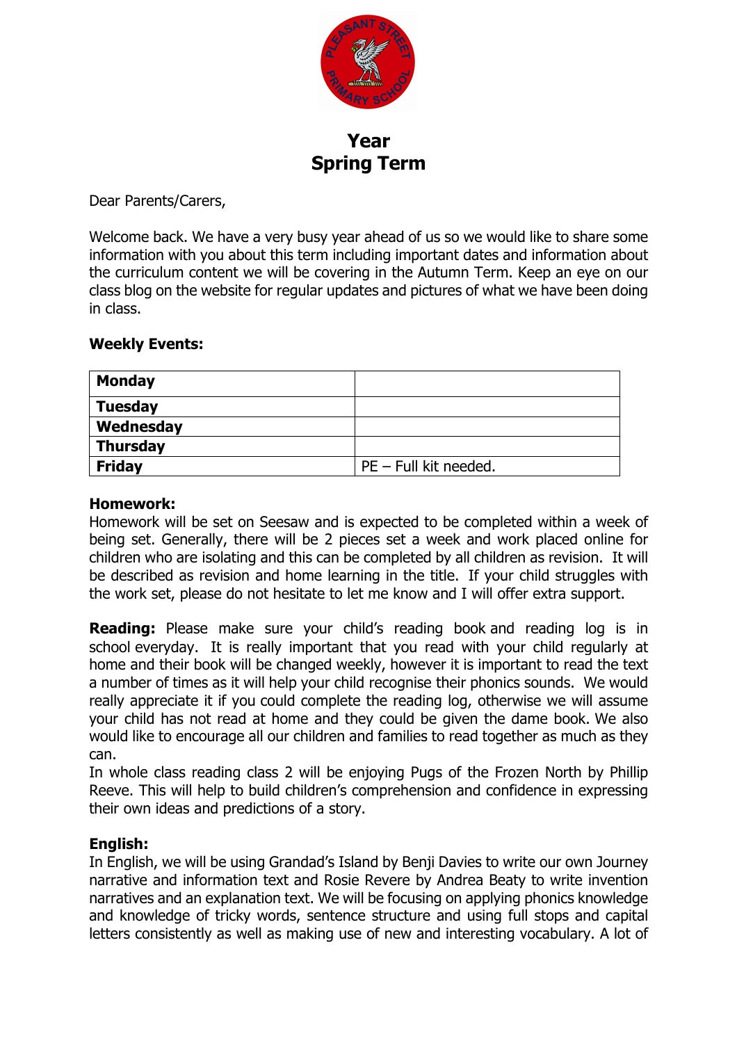# Year
# Spring Term

Dear Parents/Carers,

Welcome back. We have a very busy year ahead of us so we would like to share some information with you about this term including important dates and information about the curriculum content we will be covering in the Autumn Term. Keep an eye on our class blog on the website for regular updates and pictures of what we have been doing in class.

**Weekly Events:**

| **Monday** | |
|---|---|
| **Tuesday** | |
| **Wednesday** | |
| **Thursday** | |
| **Friday** | PE – Full kit needed. |

**Homework:**
Homework will be set on Seesaw and is expected to be completed within a week of being set. Generally, there will be 2 pieces set a week and work placed online for children who are isolating and this can be completed by all children as revision. It will be described as revision and home learning in the title. If your child struggles with the work set, please do not hesitate to let me know and I will offer extra support.

**Reading:** Please make sure your child's reading book and reading log is in school everyday. It is really important that you read with your child regularly at home and their book will be changed weekly, however it is important to read the text a number of times as it will help your child recognise their phonics sounds. We would really appreciate it if you could complete the reading log, otherwise we will assume your child has not read at home and they could be given the dame book. We also would like to encourage all our children and families to read together as much as they can.
In whole class reading class 2 will be enjoying Pugs of the Frozen North by Phillip Reeve. This will help to build children's comprehension and confidence in expressing their own ideas and predictions of a story.

**English:**
In English, we will be using Grandad's Island by Benji Davies to write our own Journey narrative and information text and Rosie Revere by Andrea Beaty to write invention narratives and an explanation text. We will be focusing on applying phonics knowledge and knowledge of tricky words, sentence structure and using full stops and capital letters consistently as well as making use of new and interesting vocabulary. A lot of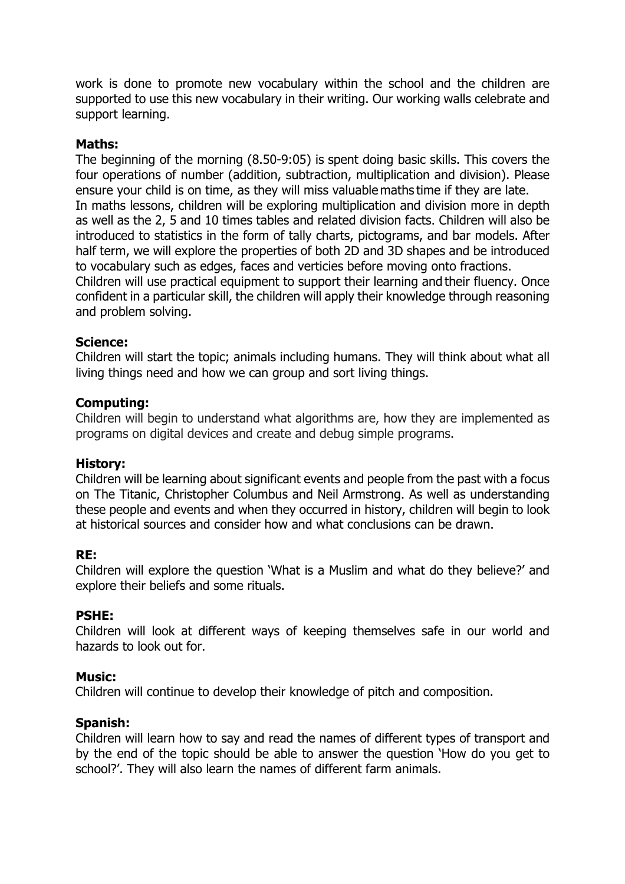work is done to promote new vocabulary within the school and the children are supported to use this new vocabulary in their writing. Our working walls celebrate and support learning.

**Maths:**

The beginning of the morning (8.50-9:05) is spent doing basic skills. This covers the four operations of number (addition, subtraction, multiplication and division). Please ensure your child is on time, as they will miss valuable maths time if they are late.

In maths lessons, children will be exploring multiplication and division more in depth as well as the 2, 5 and 10 times tables and related division facts. Children will also be introduced to statistics in the form of tally charts, pictograms, and bar models. After half term, we will explore the properties of both 2D and 3D shapes and be introduced to vocabulary such as edges, faces and verticies before moving onto fractions.

Children will use practical equipment to support their learning and their fluency. Once confident in a particular skill, the children will apply their knowledge through reasoning and problem solving.

**Science:**

Children will start the topic; animals including humans. They will think about what all living things need and how we can group and sort living things.

**Computing:**

Children will begin to understand what algorithms are, how they are implemented as programs on digital devices and create and debug simple programs.

**History:**

Children will be learning about significant events and people from the past with a focus on The Titanic, Christopher Columbus and Neil Armstrong. As well as understanding these people and events and when they occurred in history, children will begin to look at historical sources and consider how and what conclusions can be drawn.

**RE:**

Children will explore the question 'What is a Muslim and what do they believe?' and explore their beliefs and some rituals.

**PSHE:**

Children will look at different ways of keeping themselves safe in our world and hazards to look out for.

**Music:**

Children will continue to develop their knowledge of pitch and composition.

**Spanish:**

Children will learn how to say and read the names of different types of transport and by the end of the topic should be able to answer the question 'How do you get to school?'. They will also learn the names of different farm animals.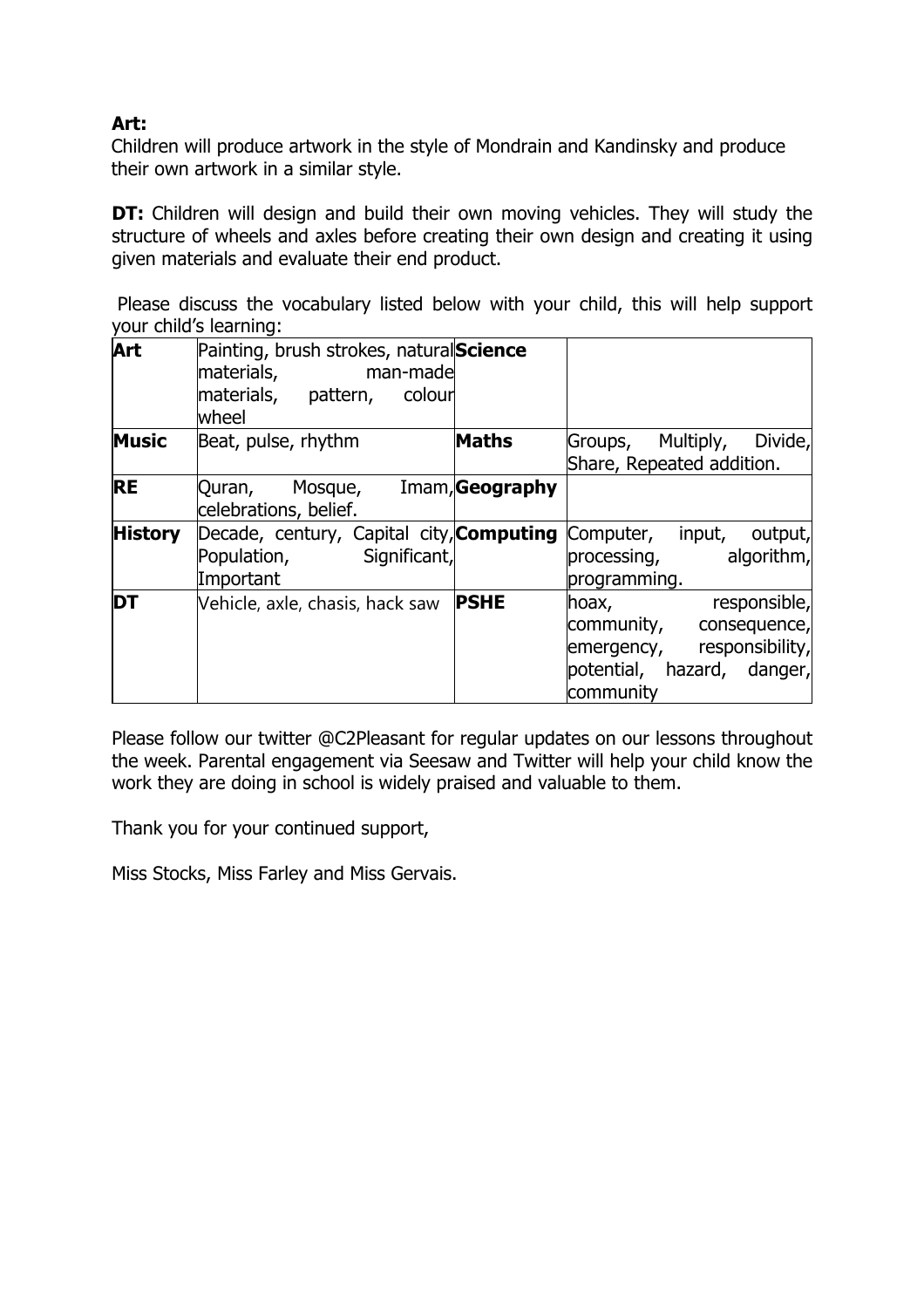**Art:**
Children will produce artwork in the style of Mondrain and Kandinsky and produce their own artwork in a similar style.

**DT:** Children will design and build their own moving vehicles. They will study the structure of wheels and axles before creating their own design and creating it using given materials and evaluate their end product.

Please discuss the vocabulary listed below with your child, this will help support your child's learning:

| | | | |
|---|---|---|---|
| **Art** | Painting, brush strokes, natural materials, man-made materials, pattern, colour wheel | **Science** | |
| **Music** | Beat, pulse, rhythm | **Maths** | Groups, Multiply, Divide, Share, Repeated addition. |
| **RE** | Quran, Mosque, Imam, celebrations, belief. | **Geography** | |
| **History** | Decade, century, Capital city, Population, Significant, Important | **Computing** | Computer, input, output, processing, algorithm, programming. |
| **DT** | Vehicle, axle, chasis, hack saw | **PSHE** | hoax, responsible, community, consequence, emergency, responsibility, potential, hazard, danger, community |

Please follow our twitter @C2Pleasant for regular updates on our lessons throughout the week. Parental engagement via Seesaw and Twitter will help your child know the work they are doing in school is widely praised and valuable to them.

Thank you for your continued support,

Miss Stocks, Miss Farley and Miss Gervais.